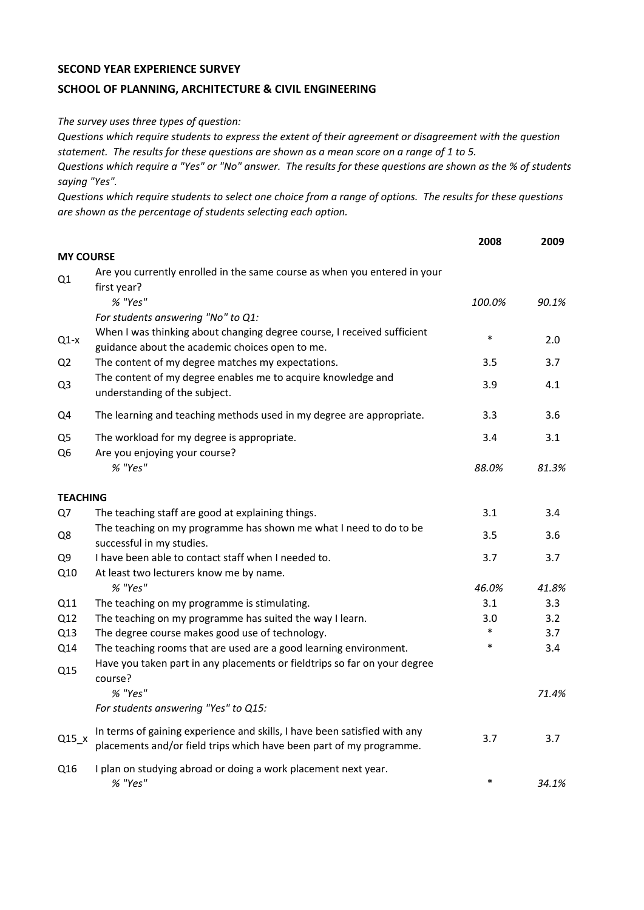**SECOND YEAR EXPERIENCE SURVEY**

**SCHOOL OF PLANNING, ARCHITECTURE & CIVIL ENGINEERING**

*The survey uses three types of question:*
*Questions which require students to express the extent of their agreement or disagreement with the question statement. The results for these questions are shown as a mean score on a range of 1 to 5.*
*Questions which require a "Yes" or "No" answer. The results for these questions are shown as the % of students saying "Yes".*
*Questions which require students to select one choice from a range of options. The results for these questions are shown as the percentage of students selecting each option.*

| | | 2008 | 2009 |
|---|---|---|---|
| **MY COURSE** | | | |
| Q1 | Are you currently enrolled in the same course as when you entered in your first year? | | |
| | *% "Yes"* | *100.0%* | *90.1%* |
| | *For students answering "No" to Q1:* | | |
| Q1-x | When I was thinking about changing degree course, I received sufficient guidance about the academic choices open to me. | * | 2.0 |
| Q2 | The content of my degree matches my expectations. | 3.5 | 3.7 |
| Q3 | The content of my degree enables me to acquire knowledge and understanding of the subject. | 3.9 | 4.1 |
| Q4 | The learning and teaching methods used in my degree are appropriate. | 3.3 | 3.6 |
| Q5 | The workload for my degree is appropriate. | 3.4 | 3.1 |
| Q6 | Are you enjoying your course? | | |
| | *% "Yes"* | *88.0%* | *81.3%* |
| **TEACHING** | | | |
| Q7 | The teaching staff are good at explaining things. | 3.1 | 3.4 |
| Q8 | The teaching on my programme has shown me what I need to do to be successful in my studies. | 3.5 | 3.6 |
| Q9 | I have been able to contact staff when I needed to. | 3.7 | 3.7 |
| Q10 | At least two lecturers know me by name. | | |
| | *% "Yes"* | *46.0%* | *41.8%* |
| Q11 | The teaching on my programme is stimulating. | 3.1 | 3.3 |
| Q12 | The teaching on my programme has suited the way I learn. | 3.0 | 3.2 |
| Q13 | The degree course makes good use of technology. | * | 3.7 |
| Q14 | The teaching rooms that are used are a good learning environment. | * | 3.4 |
| Q15 | Have you taken part in any placements or fieldtrips so far on your degree course? | | |
| | *% "Yes"* | | *71.4%* |
| | *For students answering "Yes" to Q15:* | | |
| Q15_x | In terms of gaining experience and skills, I have been satisfied with any placements and/or field trips which have been part of my programme. | 3.7 | 3.7 |
| Q16 | I plan on studying abroad or doing a work placement next year. | | |
| | *% "Yes"* | * | *34.1%* |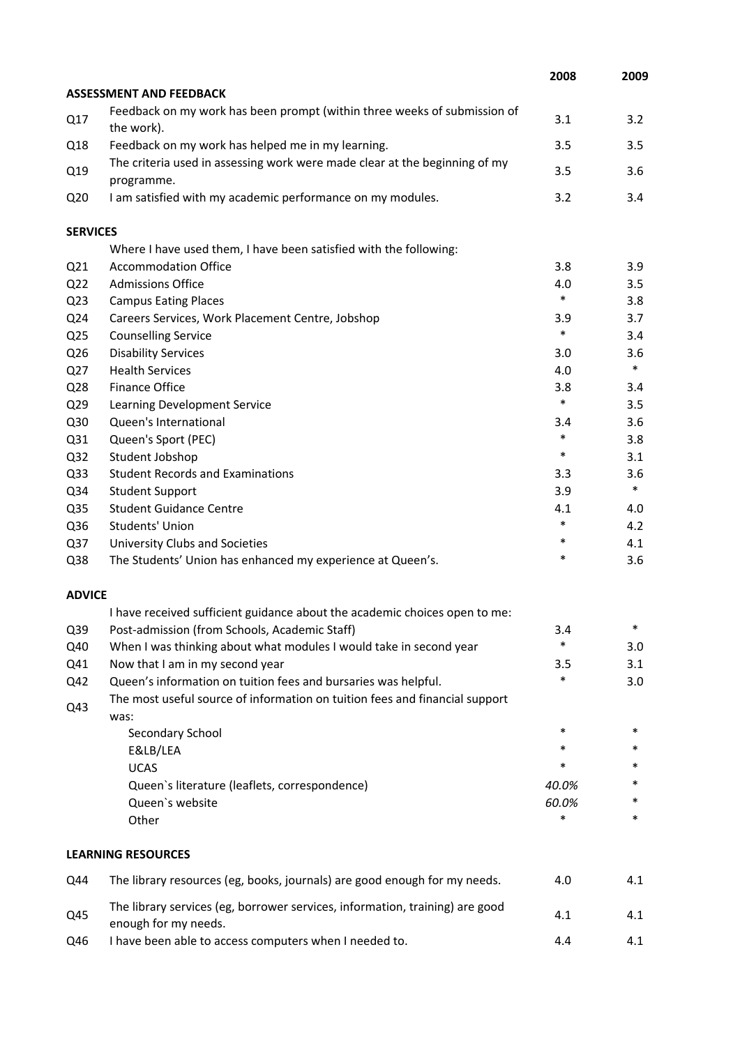| | | 2008 | 2009 |
|---|---|---|---|
| **ASSESSMENT AND FEEDBACK** | | | |
| Q17 | Feedback on my work has been prompt (within three weeks of submission of the work). | 3.1 | 3.2 |
| Q18 | Feedback on my work has helped me in my learning. | 3.5 | 3.5 |
| Q19 | The criteria used in assessing work were made clear at the beginning of my programme. | 3.5 | 3.6 |
| Q20 | I am satisfied with my academic performance on my modules. | 3.2 | 3.4 |
| **SERVICES** | | | |
| | Where I have used them, I have been satisfied with the following: | | |
| Q21 | Accommodation Office | 3.8 | 3.9 |
| Q22 | Admissions Office | 4.0 | 3.5 |
| Q23 | Campus Eating Places | * | 3.8 |
| Q24 | Careers Services, Work Placement Centre, Jobshop | 3.9 | 3.7 |
| Q25 | Counselling Service | * | 3.4 |
| Q26 | Disability Services | 3.0 | 3.6 |
| Q27 | Health Services | 4.0 | * |
| Q28 | Finance Office | 3.8 | 3.4 |
| Q29 | Learning Development Service | * | 3.5 |
| Q30 | Queen's International | 3.4 | 3.6 |
| Q31 | Queen's Sport (PEC) | * | 3.8 |
| Q32 | Student Jobshop | * | 3.1 |
| Q33 | Student Records and Examinations | 3.3 | 3.6 |
| Q34 | Student Support | 3.9 | * |
| Q35 | Student Guidance Centre | 4.1 | 4.0 |
| Q36 | Students' Union | * | 4.2 |
| Q37 | University Clubs and Societies | * | 4.1 |
| Q38 | The Students' Union has enhanced my experience at Queen's. | * | 3.6 |
| **ADVICE** | | | |
| | I have received sufficient guidance about the academic choices open to me: | | |
| Q39 | Post-admission (from Schools, Academic Staff) | 3.4 | * |
| Q40 | When I was thinking about what modules I would take in second year | * | 3.0 |
| Q41 | Now that I am in my second year | 3.5 | 3.1 |
| Q42 | Queen's information on tuition fees and bursaries was helpful. | * | 3.0 |
| Q43 | The most useful source of information on tuition fees and financial support was: | | |
| | Secondary School | * | * |
| | E&LB/LEA | * | * |
| | UCAS | * | * |
| | Queen`s literature (leaflets, correspondence) | *40.0%* | * |
| | Queen`s website | *60.0%* | * |
| | Other | * | * |
| **LEARNING RESOURCES** | | | |
| Q44 | The library resources (eg, books, journals) are good enough for my needs. | 4.0 | 4.1 |
| Q45 | The library services (eg, borrower services, information, training) are good enough for my needs. | 4.1 | 4.1 |
| Q46 | I have been able to access computers when I needed to. | 4.4 | 4.1 |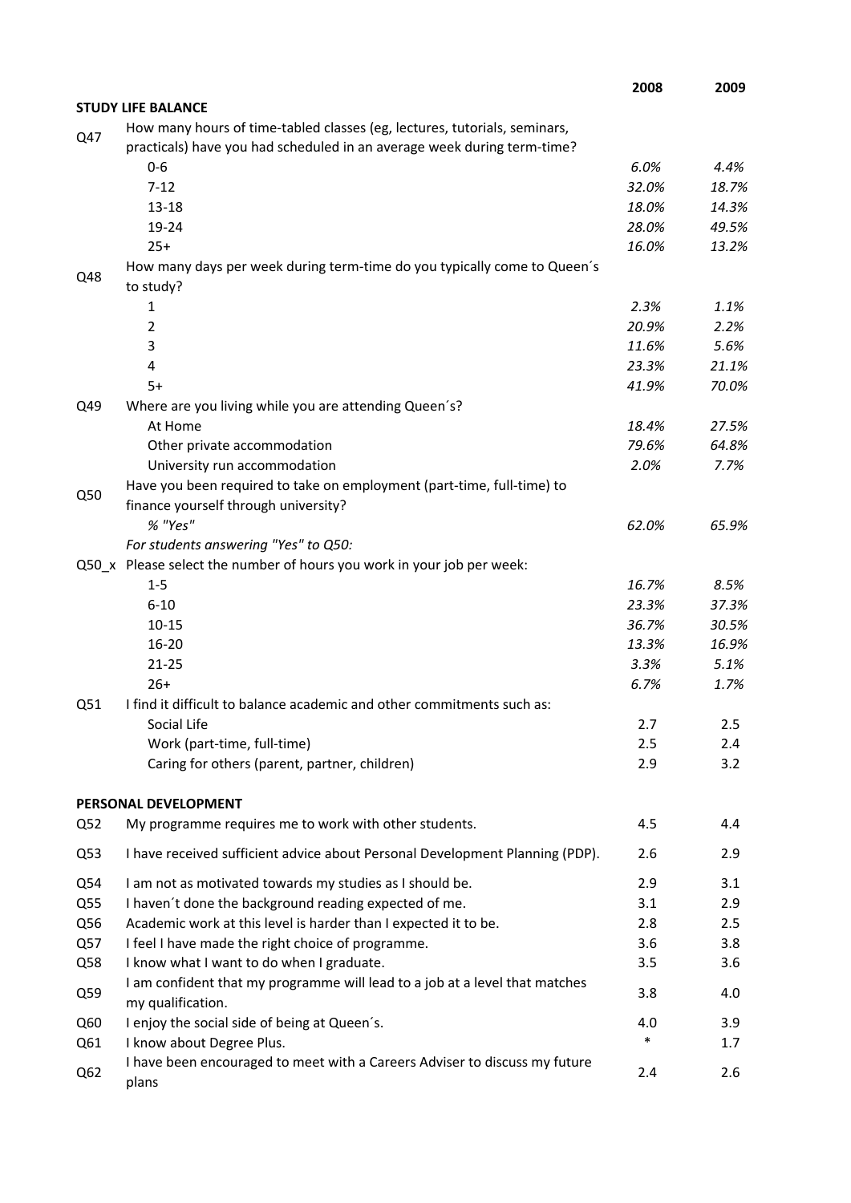| | | 2008 | 2009 |
|---|---|---|---|
| **STUDY LIFE BALANCE** | | | |
| Q47 | How many hours of time-tabled classes (eg, lectures, tutorials, seminars, practicals) have you had scheduled in an average week during term-time? | | |
| | 0-6 | *6.0%* | *4.4%* |
| | 7-12 | *32.0%* | *18.7%* |
| | 13-18 | *18.0%* | *14.3%* |
| | 19-24 | *28.0%* | *49.5%* |
| | 25+ | *16.0%* | *13.2%* |
| Q48 | How many days per week during term-time do you typically come to Queen´s to study? | | |
| | 1 | *2.3%* | *1.1%* |
| | 2 | *20.9%* | *2.2%* |
| | 3 | *11.6%* | *5.6%* |
| | 4 | *23.3%* | *21.1%* |
| | 5+ | *41.9%* | *70.0%* |
| Q49 | Where are you living while you are attending Queen´s? | | |
| | At Home | *18.4%* | *27.5%* |
| | Other private accommodation | *79.6%* | *64.8%* |
| | University run accommodation | *2.0%* | *7.7%* |
| Q50 | Have you been required to take on employment (part-time, full-time) to finance yourself through university? | | |
| | *% "Yes"* | *62.0%* | *65.9%* |
| | *For students answering "Yes" to Q50:* | | |
| Q50_x | Please select the number of hours you work in your job per week: | | |
| | 1-5 | *16.7%* | *8.5%* |
| | 6-10 | *23.3%* | *37.3%* |
| | 10-15 | *36.7%* | *30.5%* |
| | 16-20 | *13.3%* | *16.9%* |
| | 21-25 | *3.3%* | *5.1%* |
| | 26+ | *6.7%* | *1.7%* |
| Q51 | I find it difficult to balance academic and other commitments such as: | | |
| | Social Life | 2.7 | 2.5 |
| | Work (part-time, full-time) | 2.5 | 2.4 |
| | Caring for others (parent, partner, children) | 2.9 | 3.2 |
| **PERSONAL DEVELOPMENT** | | | |
| Q52 | My programme requires me to work with other students. | 4.5 | 4.4 |
| Q53 | I have received sufficient advice about Personal Development Planning (PDP). | 2.6 | 2.9 |
| Q54 | I am not as motivated towards my studies as I should be. | 2.9 | 3.1 |
| Q55 | I haven´t done the background reading expected of me. | 3.1 | 2.9 |
| Q56 | Academic work at this level is harder than I expected it to be. | 2.8 | 2.5 |
| Q57 | I feel I have made the right choice of programme. | 3.6 | 3.8 |
| Q58 | I know what I want to do when I graduate. | 3.5 | 3.6 |
| Q59 | I am confident that my programme will lead to a job at a level that matches my qualification. | 3.8 | 4.0 |
| Q60 | I enjoy the social side of being at Queen´s. | 4.0 | 3.9 |
| Q61 | I know about Degree Plus. | * | 1.7 |
| Q62 | I have been encouraged to meet with a Careers Adviser to discuss my future plans | 2.4 | 2.6 |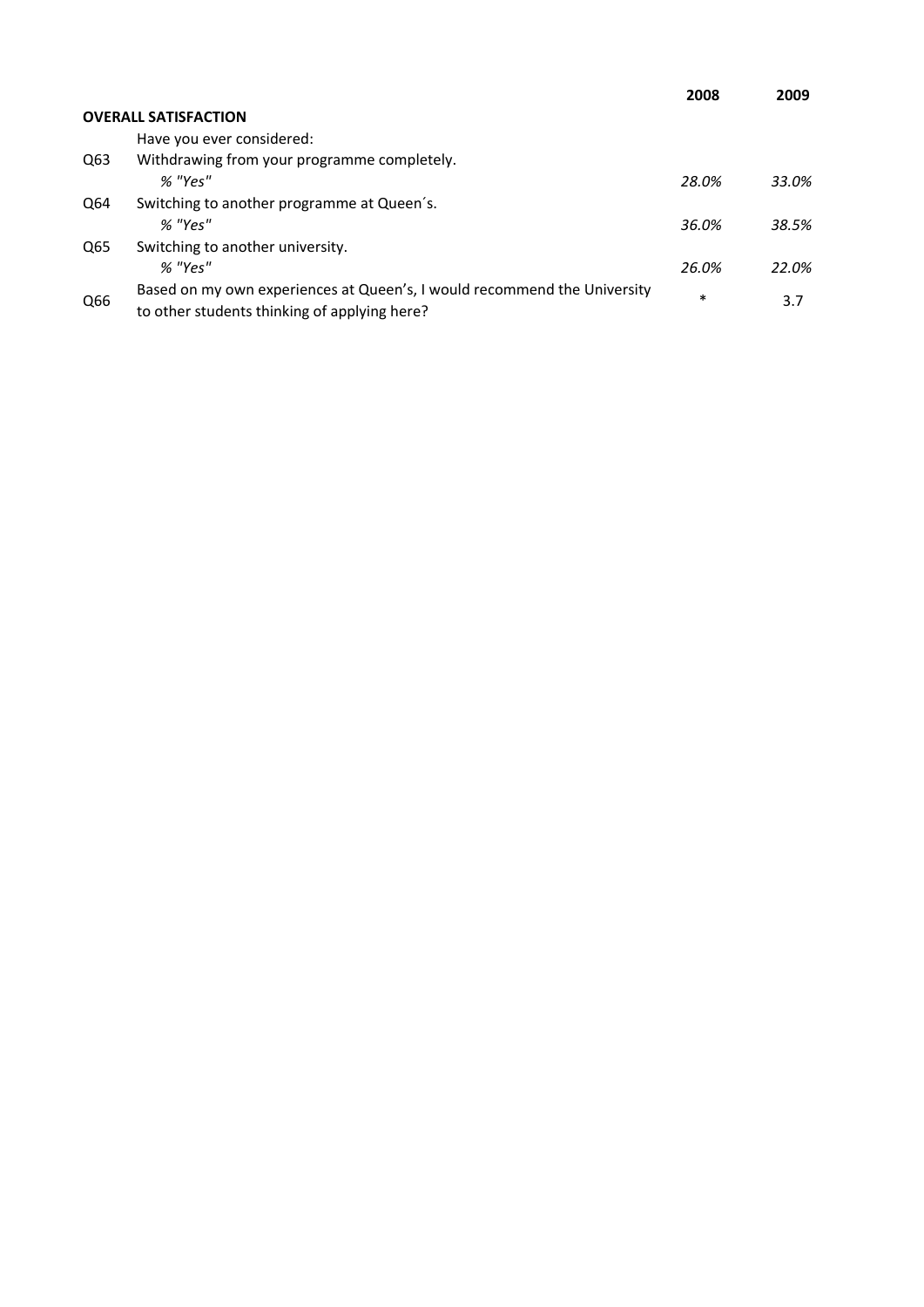| | | 2008 | 2009 |
|---|---|---|---|
| **OVERALL SATISFACTION** | | | |
| | Have you ever considered: | | |
| Q63 | Withdrawing from your programme completely. | | |
| | *% "Yes"* | *28.0%* | *33.0%* |
| Q64 | Switching to another programme at Queen´s. | | |
| | *% "Yes"* | *36.0%* | *38.5%* |
| Q65 | Switching to another university. | | |
| | *% "Yes"* | *26.0%* | *22.0%* |
| Q66 | Based on my own experiences at Queen's, I would recommend the University to other students thinking of applying here? | * | 3.7 |